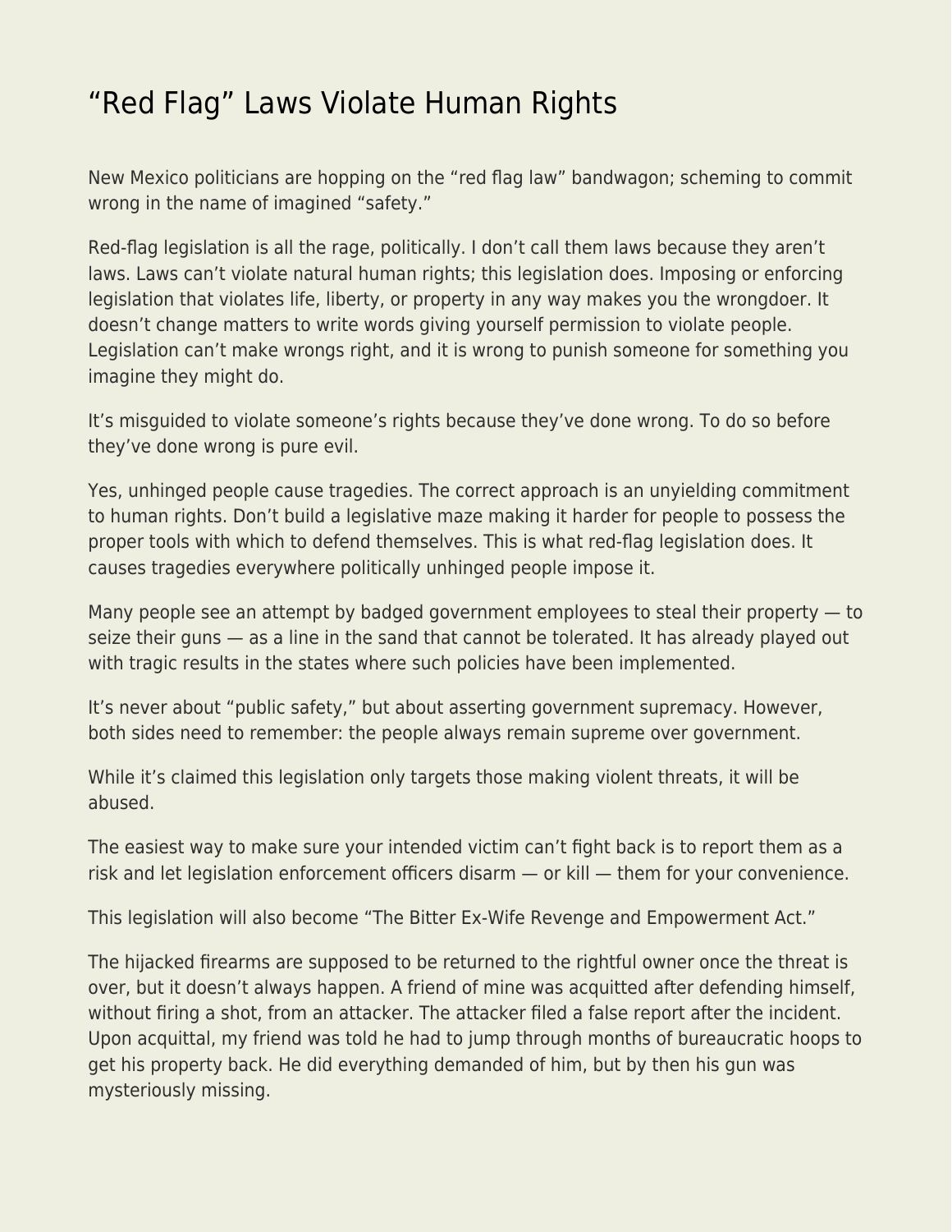# “Red Flag” Laws Violate Human Rights

New Mexico politicians are hopping on the “red flag law” bandwagon; scheming to commit wrong in the name of imagined “safety.”

Red-flag legislation is all the rage, politically. I don’t call them laws because they aren’t laws. Laws can’t violate natural human rights; this legislation does. Imposing or enforcing legislation that violates life, liberty, or property in any way makes you the wrongdoer. It doesn’t change matters to write words giving yourself permission to violate people. Legislation can’t make wrongs right, and it is wrong to punish someone for something you imagine they might do.

It’s misguided to violate someone’s rights because they’ve done wrong. To do so before they’ve done wrong is pure evil.

Yes, unhinged people cause tragedies. The correct approach is an unyielding commitment to human rights. Don’t build a legislative maze making it harder for people to possess the proper tools with which to defend themselves. This is what red-flag legislation does. It causes tragedies everywhere politically unhinged people impose it.

Many people see an attempt by badged government employees to steal their property — to seize their guns — as a line in the sand that cannot be tolerated. It has already played out with tragic results in the states where such policies have been implemented.

It’s never about “public safety,” but about asserting government supremacy. However, both sides need to remember: the people always remain supreme over government.

While it’s claimed this legislation only targets those making violent threats, it will be abused.

The easiest way to make sure your intended victim can’t fight back is to report them as a risk and let legislation enforcement officers disarm — or kill — them for your convenience.

This legislation will also become “The Bitter Ex-Wife Revenge and Empowerment Act.”

The hijacked firearms are supposed to be returned to the rightful owner once the threat is over, but it doesn’t always happen. A friend of mine was acquitted after defending himself, without firing a shot, from an attacker. The attacker filed a false report after the incident. Upon acquittal, my friend was told he had to jump through months of bureaucratic hoops to get his property back. He did everything demanded of him, but by then his gun was mysteriously missing.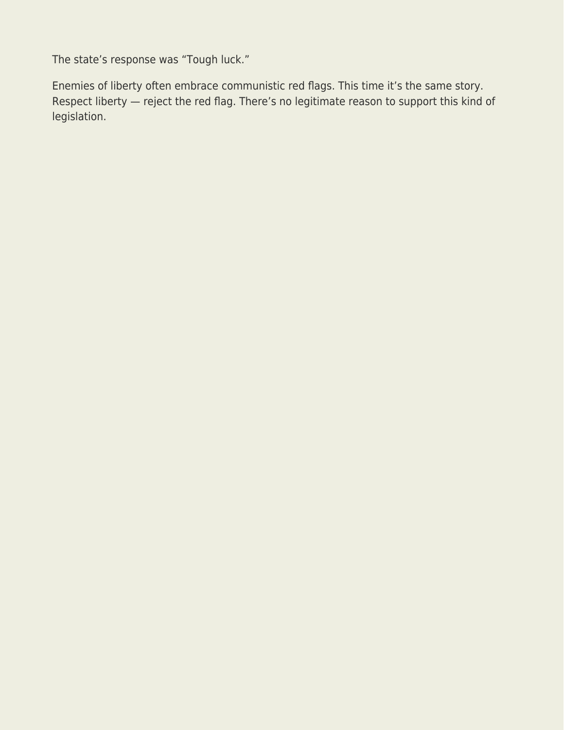The state’s response was “Tough luck.”

Enemies of liberty often embrace communistic red flags. This time it’s the same story. Respect liberty — reject the red flag. There’s no legitimate reason to support this kind of legislation.